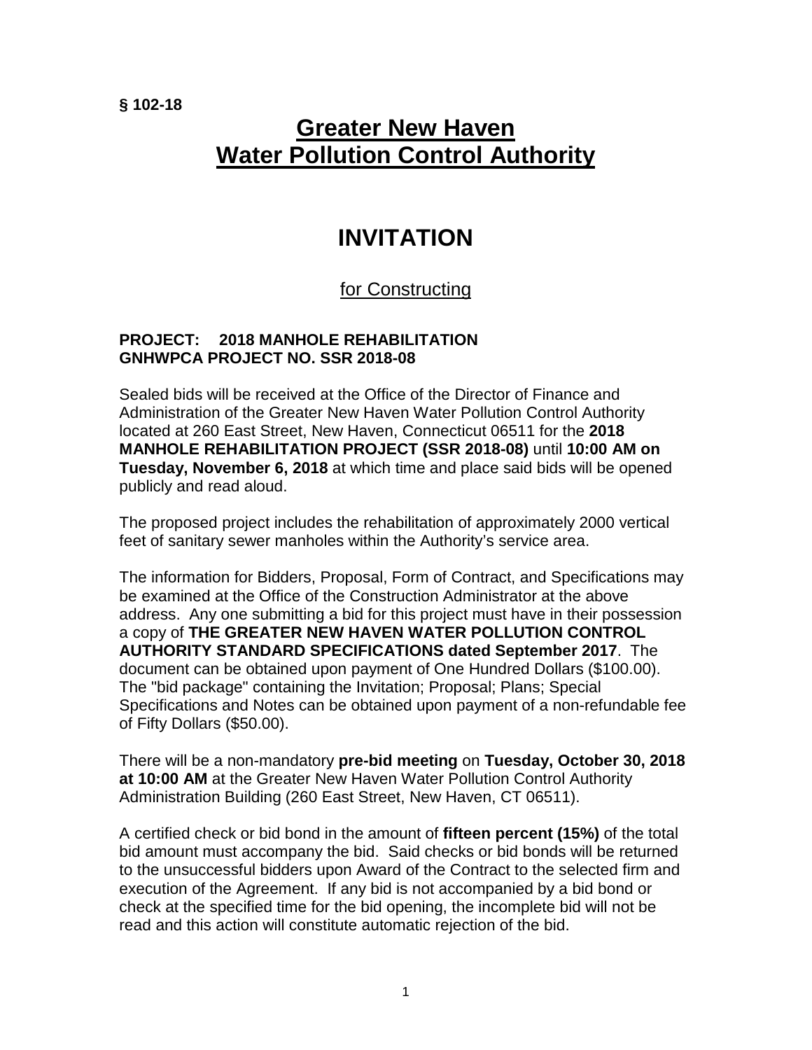**§ 102-18**

# Greater New Haven Water Pollution Control Authority

# INVITATION

## for Constructing

**PROJECT: 2018 MANHOLE REHABILITATION**
**GNHWPCA PROJECT NO. SSR 2018-08**

Sealed bids will be received at the Office of the Director of Finance and Administration of the Greater New Haven Water Pollution Control Authority located at 260 East Street, New Haven, Connecticut 06511 for the **2018 MANHOLE REHABILITATION PROJECT (SSR 2018-08)** until **10:00 AM on Tuesday, November 6, 2018** at which time and place said bids will be opened publicly and read aloud.

The proposed project includes the rehabilitation of approximately 2000 vertical feet of sanitary sewer manholes within the Authority's service area.

The information for Bidders, Proposal, Form of Contract, and Specifications may be examined at the Office of the Construction Administrator at the above address. Any one submitting a bid for this project must have in their possession a copy of **THE GREATER NEW HAVEN WATER POLLUTION CONTROL AUTHORITY STANDARD SPECIFICATIONS dated September 2017**. The document can be obtained upon payment of One Hundred Dollars ($100.00). The "bid package" containing the Invitation; Proposal; Plans; Special Specifications and Notes can be obtained upon payment of a non-refundable fee of Fifty Dollars ($50.00).

There will be a non-mandatory **pre-bid meeting** on **Tuesday, October 30, 2018 at 10:00 AM** at the Greater New Haven Water Pollution Control Authority Administration Building (260 East Street, New Haven, CT 06511).

A certified check or bid bond in the amount of **fifteen percent (15%)** of the total bid amount must accompany the bid. Said checks or bid bonds will be returned to the unsuccessful bidders upon Award of the Contract to the selected firm and execution of the Agreement. If any bid is not accompanied by a bid bond or check at the specified time for the bid opening, the incomplete bid will not be read and this action will constitute automatic rejection of the bid.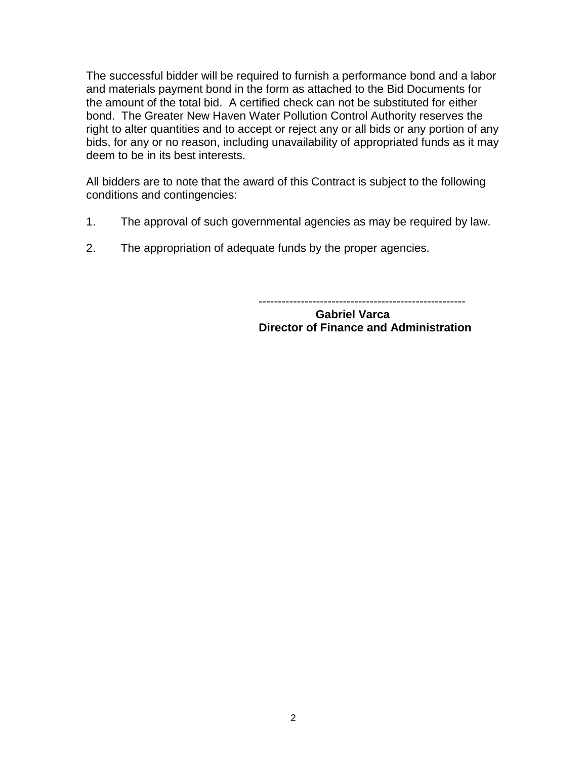The successful bidder will be required to furnish a performance bond and a labor and materials payment bond in the form as attached to the Bid Documents for the amount of the total bid. A certified check can not be substituted for either bond. The Greater New Haven Water Pollution Control Authority reserves the right to alter quantities and to accept or reject any or all bids or any portion of any bids, for any or no reason, including unavailability of appropriated funds as it may deem to be in its best interests.

All bidders are to note that the award of this Contract is subject to the following conditions and contingencies:

1. The approval of such governmental agencies as may be required by law.

2. The appropriation of adequate funds by the proper agencies.

------------------------------------------------------

**Gabriel Varca**
**Director of Finance and Administration**